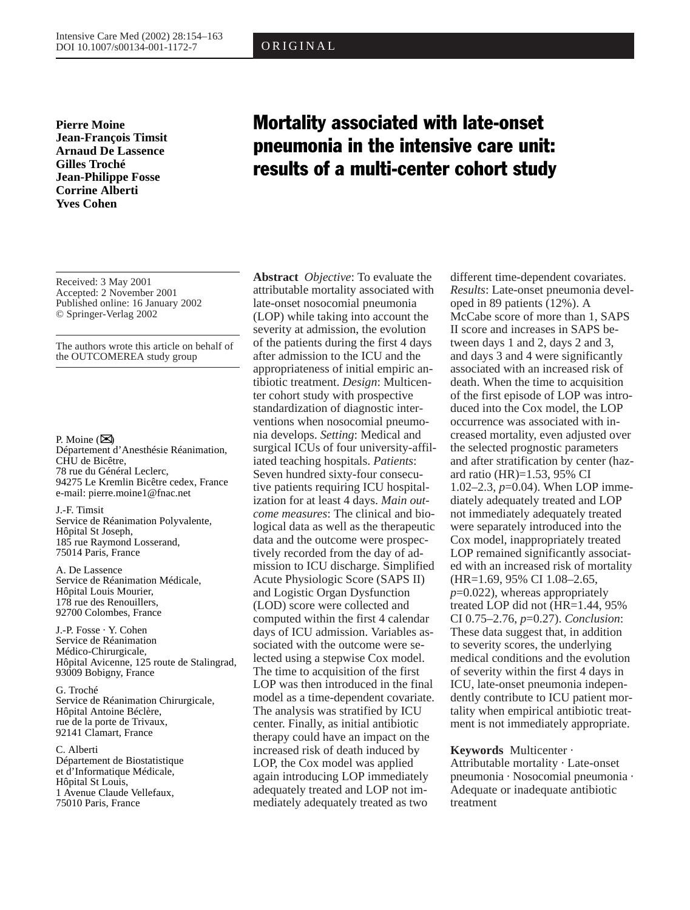ORIGINAL

# Mortality associated with late-onset pneumonia in the intensive care unit: results of a multi-center cohort study

**Pierre Moine**
**Jean-François Timsit**
**Arnaud De Lassence**
**Gilles Troché**
**Jean-Philippe Fosse**
**Corrine Alberti**
**Yves Cohen**

Received: 3 May 2001
Accepted: 2 November 2001
Published online: 16 January 2002
© Springer-Verlag 2002

The authors wrote this article on behalf of the OUTCOMEREA study group

P. Moine (✉)
Département d'Anesthésie Réanimation,
CHU de Bicêtre,
78 rue du Général Leclerc,
94275 Le Kremlin Bicêtre cedex, France
e-mail: pierre.moine1@fnac.net

J.-F. Timsit
Service de Réanimation Polyvalente,
Hôpital St Joseph,
185 rue Raymond Losserand,
75014 Paris, France

A. De Lassence
Service de Réanimation Médicale,
Hôpital Louis Mourier,
178 rue des Renouillers,
92700 Colombes, France

J.-P. Fosse · Y. Cohen
Service de Réanimation Médico-Chirurgicale,
Hôpital Avicenne, 125 route de Stalingrad,
93009 Bobigny, France

G. Troché
Service de Réanimation Chirurgicale,
Hôpital Antoine Béclère,
rue de la porte de Trivaux,
92141 Clamart, France

C. Alberti
Département de Biostatistique et d'Informatique Médicale,
Hôpital St Louis,
1 Avenue Claude Vellefaux,
75010 Paris, France

**Abstract** *Objective*: To evaluate the attributable mortality associated with late-onset nosocomial pneumonia (LOP) while taking into account the severity at admission, the evolution of the patients during the first 4 days after admission to the ICU and the appropriateness of initial empiric antibiotic treatment. *Design*: Multicenter cohort study with prospective standardization of diagnostic interventions when nosocomial pneumonia develops. *Setting*: Medical and surgical ICUs of four university-affiliated teaching hospitals. *Patients*: Seven hundred sixty-four consecutive patients requiring ICU hospitalization for at least 4 days. *Main outcome measures*: The clinical and biological data as well as the therapeutic data and the outcome were prospectively recorded from the day of admission to ICU discharge. Simplified Acute Physiologic Score (SAPS II) and Logistic Organ Dysfunction (LOD) score were collected and computed within the first 4 calendar days of ICU admission. Variables associated with the outcome were selected using a stepwise Cox model. The time to acquisition of the first LOP was then introduced in the final model as a time-dependent covariate. The analysis was stratified by ICU center. Finally, as initial antibiotic therapy could have an impact on the increased risk of death induced by LOP, the Cox model was applied again introducing LOP immediately adequately treated and LOP not immediately adequately treated as two different time-dependent covariates. *Results*: Late-onset pneumonia developed in 89 patients (12%). A McCabe score of more than 1, SAPS II score and increases in SAPS between days 1 and 2, days 2 and 3, and days 3 and 4 were significantly associated with an increased risk of death. When the time to acquisition of the first episode of LOP was introduced into the Cox model, the LOP occurrence was associated with increased mortality, even adjusted over the selected prognostic parameters and after stratification by center (hazard ratio (HR)=1.53, 95% CI 1.02–2.3, $p$=0.04). When LOP immediately adequately treated and LOP not immediately adequately treated were separately introduced into the Cox model, inappropriately treated LOP remained significantly associated with an increased risk of mortality (HR=1.69, 95% CI 1.08–2.65, $p$=0.022), whereas appropriately treated LOP did not (HR=1.44, 95% CI 0.75–2.76, $p$=0.27). *Conclusion*: These data suggest that, in addition to severity scores, the underlying medical conditions and the evolution of severity within the first 4 days in ICU, late-onset pneumonia independently contribute to ICU patient mortality when empirical antibiotic treatment is not immediately appropriate.

**Keywords** Multicenter · Attributable mortality · Late-onset pneumonia · Nosocomial pneumonia · Adequate or inadequate antibiotic treatment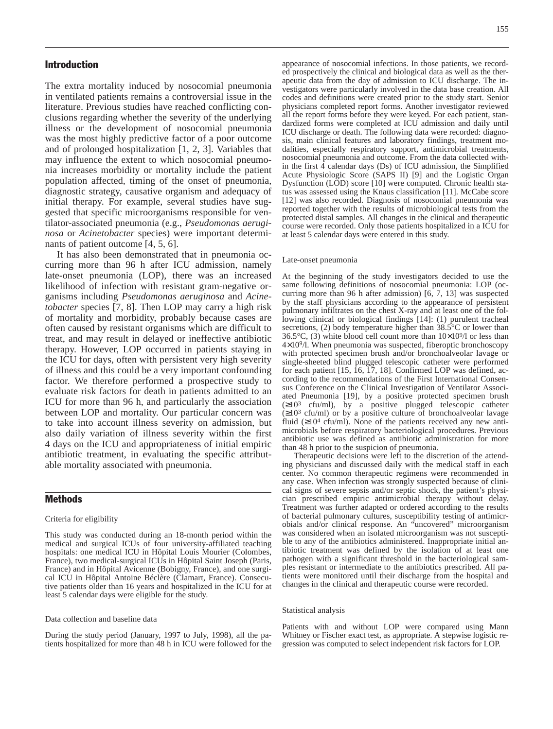## Introduction

The extra mortality induced by nosocomial pneumonia in ventilated patients remains a controversial issue in the literature. Previous studies have reached conflicting conclusions regarding whether the severity of the underlying illness or the development of nosocomial pneumonia was the most highly predictive factor of a poor outcome and of prolonged hospitalization [1, 2, 3]. Variables that may influence the extent to which nosocomial pneumonia increases morbidity or mortality include the patient population affected, timing of the onset of pneumonia, diagnostic strategy, causative organism and adequacy of initial therapy. For example, several studies have suggested that specific microorganisms responsible for ventilator-associated pneumonia (e.g., *Pseudomonas aeruginosa* or *Acinetobacter* species) were important determinants of patient outcome [4, 5, 6].

It has also been demonstrated that in pneumonia occurring more than 96 h after ICU admission, namely late-onset pneumonia (LOP), there was an increased likelihood of infection with resistant gram-negative organisms including *Pseudomonas aeruginosa* and *Acinetobacter* species [7, 8]. Then LOP may carry a high risk of mortality and morbidity, probably because cases are often caused by resistant organisms which are difficult to treat, and may result in delayed or ineffective antibiotic therapy. However, LOP occurred in patients staying in the ICU for days, often with persistent very high severity of illness and this could be a very important confounding factor. We therefore performed a prospective study to evaluate risk factors for death in patients admitted to an ICU for more than 96 h, and particularly the association between LOP and mortality. Our particular concern was to take into account illness severity on admission, but also daily variation of illness severity within the first 4 days on the ICU and appropriateness of initial empiric antibiotic treatment, in evaluating the specific attributable mortality associated with pneumonia.

## Methods

### Criteria for eligibility

This study was conducted during an 18-month period within the medical and surgical ICUs of four university-affiliated teaching hospitals: one medical ICU in Hôpital Louis Mourier (Colombes, France), two medical-surgical ICUs in Hôpital Saint Joseph (Paris, France) and in Hôpital Avicenne (Bobigny, France), and one surgical ICU in Hôpital Antoine Béclère (Clamart, France). Consecutive patients older than 16 years and hospitalized in the ICU for at least 5 calendar days were eligible for the study.

### Data collection and baseline data

During the study period (January, 1997 to July, 1998), all the patients hospitalized for more than 48 h in ICU were followed for the appearance of nosocomial infections. In those patients, we recorded prospectively the clinical and biological data as well as the therapeutic data from the day of admission to ICU discharge. The investigators were particularly involved in the data base creation. All codes and definitions were created prior to the study start. Senior physicians completed report forms. Another investigator reviewed all the report forms before they were keyed. For each patient, standardized forms were completed at ICU admission and daily until ICU discharge or death. The following data were recorded: diagnosis, main clinical features and laboratory findings, treatment modalities, especially respiratory support, antimicrobial treatments, nosocomial pneumonia and outcome. From the data collected within the first 4 calendar days (Ds) of ICU admission, the Simplified Acute Physiologic Score (SAPS II) [9] and the Logistic Organ Dysfunction (LOD) score [10] were computed. Chronic health status was assessed using the Knaus classification [11]. McCabe score [12] was also recorded. Diagnosis of nosocomial pneumonia was reported together with the results of microbiological tests from the protected distal samples. All changes in the clinical and therapeutic course were recorded. Only those patients hospitalized in a ICU for at least 5 calendar days were entered in this study.

### Late-onset pneumonia

At the beginning of the study investigators decided to use the same following definitions of nosocomial pneumonia: LOP (occurring more than 96 h after admission) [6, 7, 13] was suspected by the staff physicians according to the appearance of persistent pulmonary infiltrates on the chest X-ray and at least one of the following clinical or biological findings [14]: (1) purulent tracheal secretions, (2) body temperature higher than 38.5°C or lower than 36.5°C, (3) white blood cell count more than $10{\times}10^9$/l or less than $4{\times}10^9$/l. When pneumonia was suspected, fiberoptic bronchoscopy with protected specimen brush and/or bronchoalveolar lavage or single-sheeted blind plugged telescopic catheter were performed for each patient [15, 16, 17, 18]. Confirmed LOP was defined, according to the recommendations of the First International Consensus Conference on the Clinical Investigation of Ventilator Associated Pneumonia [19], by a positive protected specimen brush ($\geq 10^3$ cfu/ml), by a positive plugged telescopic catheter ($\geq 10^3$ cfu/ml) or by a positive culture of bronchoalveolar lavage fluid ($\geq 10^4$ cfu/ml). None of the patients received any new antimicrobials before respiratory bacteriological procedures. Previous antibiotic use was defined as antibiotic administration for more than 48 h prior to the suspicion of pneumonia.

Therapeutic decisions were left to the discretion of the attending physicians and discussed daily with the medical staff in each center. No common therapeutic regimens were recommended in any case. When infection was strongly suspected because of clinical signs of severe sepsis and/or septic shock, the patient's physician prescribed empiric antimicrobial therapy without delay. Treatment was further adapted or ordered according to the results of bacterial pulmonary cultures, susceptibility testing of antimicrobials and/or clinical response. An "uncovered" microorganism was considered when an isolated microorganism was not susceptible to any of the antibiotics administered. Inappropriate initial antibiotic treatment was defined by the isolation of at least one pathogen with a significant threshold in the bacteriological samples resistant or intermediate to the antibiotics prescribed. All patients were monitored until their discharge from the hospital and changes in the clinical and therapeutic course were recorded.

### Statistical analysis

Patients with and without LOP were compared using Mann Whitney or Fischer exact test, as appropriate. A stepwise logistic regression was computed to select independent risk factors for LOP.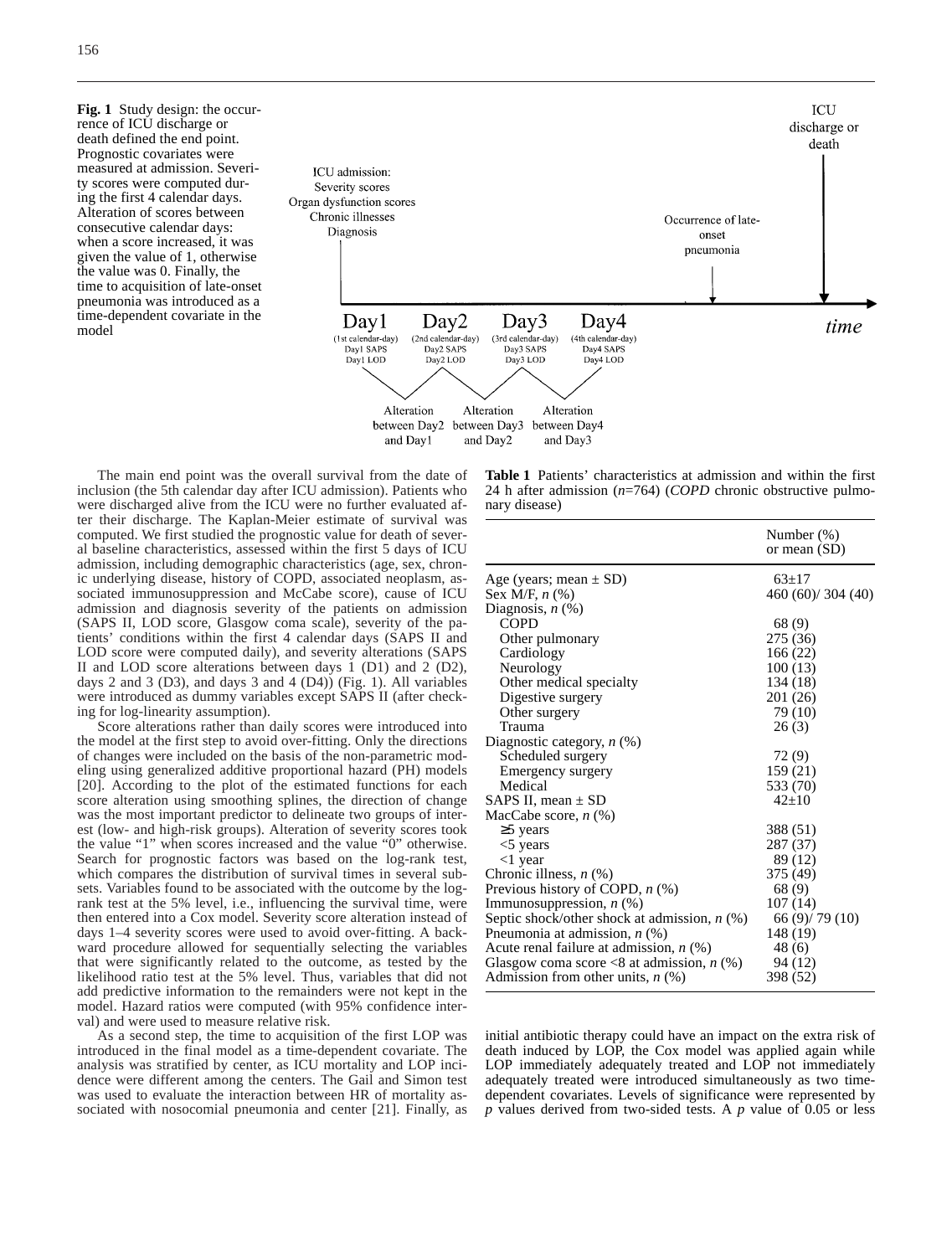**Fig. 1** Study design: the occurrence of ICU discharge or death defined the end point. Prognostic covariates were measured at admission. Severity scores were computed during the first 4 calendar days. Alteration of scores between consecutive calendar days: when a score increased, it was given the value of 1, otherwise the value was 0. Finally, the time to acquisition of late-onset pneumonia was introduced as a time-dependent covariate in the model

The main end point was the overall survival from the date of inclusion (the 5th calendar day after ICU admission). Patients who were discharged alive from the ICU were no further evaluated after their discharge. The Kaplan-Meier estimate of survival was computed. We first studied the prognostic value for death of several baseline characteristics, assessed within the first 5 days of ICU admission, including demographic characteristics (age, sex, chronic underlying disease, history of COPD, associated neoplasm, associated immunosuppression and McCabe score), cause of ICU admission and diagnosis severity of the patients on admission (SAPS II, LOD score, Glasgow coma scale), severity of the patients' conditions within the first 4 calendar days (SAPS II and LOD score were computed daily), and severity alterations (SAPS II and LOD score alterations between days 1 (D1) and 2 (D2), days 2 and 3 (D3), and days 3 and 4 (D4)) (Fig. 1). All variables were introduced as dummy variables except SAPS II (after checking for log-linearity assumption).

Score alterations rather than daily scores were introduced into the model at the first step to avoid over-fitting. Only the directions of changes were included on the basis of the non-parametric modeling using generalized additive proportional hazard (PH) models [20]. According to the plot of the estimated functions for each score alteration using smoothing splines, the direction of change was the most important predictor to delineate two groups of interest (low- and high-risk groups). Alteration of severity scores took the value "1" when scores increased and the value "0" otherwise. Search for prognostic factors was based on the log-rank test, which compares the distribution of survival times in several subsets. Variables found to be associated with the outcome by the log-rank test at the 5% level, i.e., influencing the survival time, were then entered into a Cox model. Severity score alteration instead of days 1–4 severity scores were used to avoid over-fitting. A backward procedure allowed for sequentially selecting the variables that were significantly related to the outcome, as tested by the likelihood ratio test at the 5% level. Thus, variables that did not add predictive information to the remainders were not kept in the model. Hazard ratios were computed (with 95% confidence interval) and were used to measure relative risk.

As a second step, the time to acquisition of the first LOP was introduced in the final model as a time-dependent covariate. The analysis was stratified by center, as ICU mortality and LOP incidence were different among the centers. The Gail and Simon test was used to evaluate the interaction between HR of mortality associated with nosocomial pneumonia and center [21]. Finally, as initial antibiotic therapy could have an impact on the extra risk of death induced by LOP, the Cox model was applied again while LOP immediately adequately treated and LOP not immediately adequately treated were introduced simultaneously as two time-dependent covariates. Levels of significance were represented by *p* values derived from two-sided tests. A *p* value of 0.05 or less

**Table 1** Patients' characteristics at admission and within the first 24 h after admission (*n*=764) (*COPD* chronic obstructive pulmonary disease)

| | Number (%) or mean (SD) |
|---|---|
| Age (years; mean ± SD) | 63±17 |
| Sex M/F, *n* (%) | 460 (60)/ 304 (40) |
| Diagnosis, *n* (%) | |
| COPD | 68 (9) |
| Other pulmonary | 275 (36) |
| Cardiology | 166 (22) |
| Neurology | 100 (13) |
| Other medical specialty | 134 (18) |
| Digestive surgery | 201 (26) |
| Other surgery | 79 (10) |
| Trauma | 26 (3) |
| Diagnostic category, *n* (%) | |
| Scheduled surgery | 72 (9) |
| Emergency surgery | 159 (21) |
| Medical | 533 (70) |
| SAPS II, mean ± SD | 42±10 |
| MacCabe score, *n* (%) | |
| ≥5 years | 388 (51) |
| <5 years | 287 (37) |
| <1 year | 89 (12) |
| Chronic illness, *n* (%) | 375 (49) |
| Previous history of COPD, *n* (%) | 68 (9) |
| Immunosuppression, *n* (%) | 107 (14) |
| Septic shock/other shock at admission, *n* (%) | 66 (9)/ 79 (10) |
| Pneumonia at admission, *n* (%) | 148 (19) |
| Acute renal failure at admission, *n* (%) | 48 (6) |
| Glasgow coma score <8 at admission, *n* (%) | 94 (12) |
| Admission from other units, *n* (%) | 398 (52) |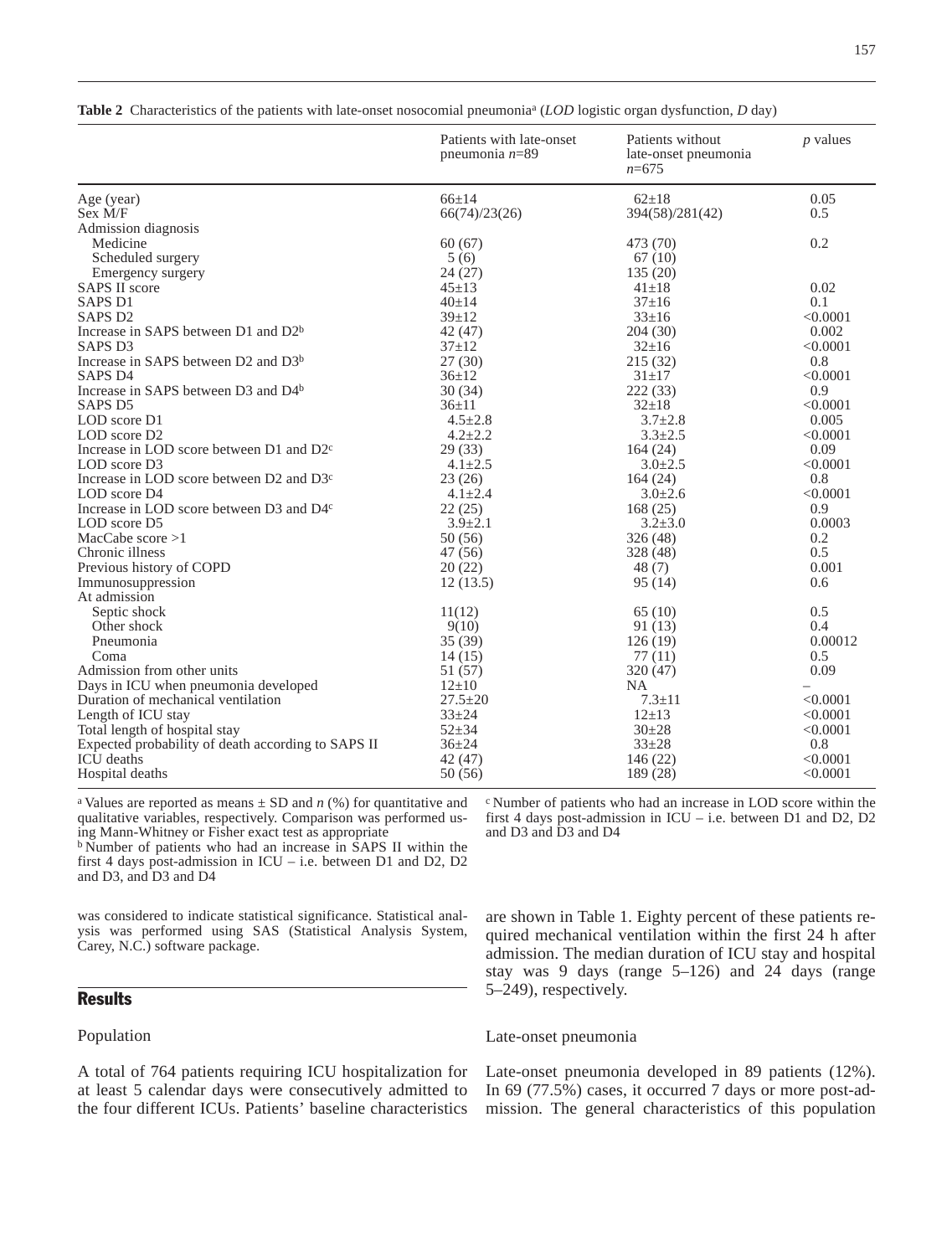**Table 2** Characteristics of the patients with late-onset nosocomial pneumonia[a] (*LOD* logistic organ dysfunction, *D* day)

| | Patients with late-onset pneumonia *n*=89 | Patients without late-onset pneumonia *n*=675 | *p* values |
|---|---|---|---|
| Age (year) | 66±14 | 62±18 | 0.05 |
| Sex M/F | 66(74)/23(26) | 394(58)/281(42) | 0.5 |
| Admission diagnosis | | | |
| Medicine | 60 (67) | 473 (70) | 0.2 |
| Scheduled surgery | 5 (6) | 67 (10) | |
| Emergency surgery | 24 (27) | 135 (20) | |
| SAPS II score | 45±13 | 41±18 | 0.02 |
| SAPS D1 | 40±14 | 37±16 | 0.1 |
| SAPS D2 | 39±12 | 33±16 | <0.0001 |
| Increase in SAPS between D1 and D2[b] | 42 (47) | 204 (30) | 0.002 |
| SAPS D3 | 37±12 | 32±16 | <0.0001 |
| Increase in SAPS between D2 and D3[b] | 27 (30) | 215 (32) | 0.8 |
| SAPS D4 | 36±12 | 31±17 | <0.0001 |
| Increase in SAPS between D3 and D4[b] | 30 (34) | 222 (33) | 0.9 |
| SAPS D5 | 36±11 | 32±18 | <0.0001 |
| LOD score D1 | 4.5±2.8 | 3.7±2.8 | 0.005 |
| LOD score D2 | 4.2±2.2 | 3.3±2.5 | <0.0001 |
| Increase in LOD score between D1 and D2[c] | 29 (33) | 164 (24) | 0.09 |
| LOD score D3 | 4.1±2.5 | 3.0±2.5 | <0.0001 |
| Increase in LOD score between D2 and D3[c] | 23 (26) | 164 (24) | 0.8 |
| LOD score D4 | 4.1±2.4 | 3.0±2.6 | <0.0001 |
| Increase in LOD score between D3 and D4[c] | 22 (25) | 168 (25) | 0.9 |
| LOD score D5 | 3.9±2.1 | 3.2±3.0 | 0.0003 |
| MacCabe score >1 | 50 (56) | 326 (48) | 0.2 |
| Chronic illness | 47 (56) | 328 (48) | 0.5 |
| Previous history of COPD | 20 (22) | 48 (7) | 0.001 |
| Immunosuppression | 12 (13.5) | 95 (14) | 0.6 |
| At admission | | | |
| Septic shock | 11(12) | 65 (10) | 0.5 |
| Other shock | 9(10) | 91 (13) | 0.4 |
| Pneumonia | 35 (39) | 126 (19) | 0.00012 |
| Coma | 14 (15) | 77 (11) | 0.5 |
| Admission from other units | 51 (57) | 320 (47) | 0.09 |
| Days in ICU when pneumonia developed | 12±10 | NA | – |
| Duration of mechanical ventilation | 27.5±20 | 7.3±11 | <0.0001 |
| Length of ICU stay | 33±24 | 12±13 | <0.0001 |
| Total length of hospital stay | 52±34 | 30±28 | <0.0001 |
| Expected probability of death according to SAPS II | 36±24 | 33±28 | 0.8 |
| ICU deaths | 42 (47) | 146 (22) | <0.0001 |
| Hospital deaths | 50 (56) | 189 (28) | <0.0001 |

[a] Values are reported as means ± SD and *n* (%) for quantitative and qualitative variables, respectively. Comparison was performed using Mann-Whitney or Fisher exact test as appropriate

[b] Number of patients who had an increase in SAPS II within the first 4 days post-admission in ICU – i.e. between D1 and D2, D2 and D3, and D3 and D4

[c] Number of patients who had an increase in LOD score within the first 4 days post-admission in ICU – i.e. between D1 and D2, D2 and D3 and D3 and D4

was considered to indicate statistical significance. Statistical analysis was performed using SAS (Statistical Analysis System, Carey, N.C.) software package.

## Results

### Population

A total of 764 patients requiring ICU hospitalization for at least 5 calendar days were consecutively admitted to the four different ICUs. Patients' baseline characteristics are shown in Table 1. Eighty percent of these patients required mechanical ventilation within the first 24 h after admission. The median duration of ICU stay and hospital stay was 9 days (range 5–126) and 24 days (range 5–249), respectively.

### Late-onset pneumonia

Late-onset pneumonia developed in 89 patients (12%). In 69 (77.5%) cases, it occurred 7 days or more post-admission. The general characteristics of this population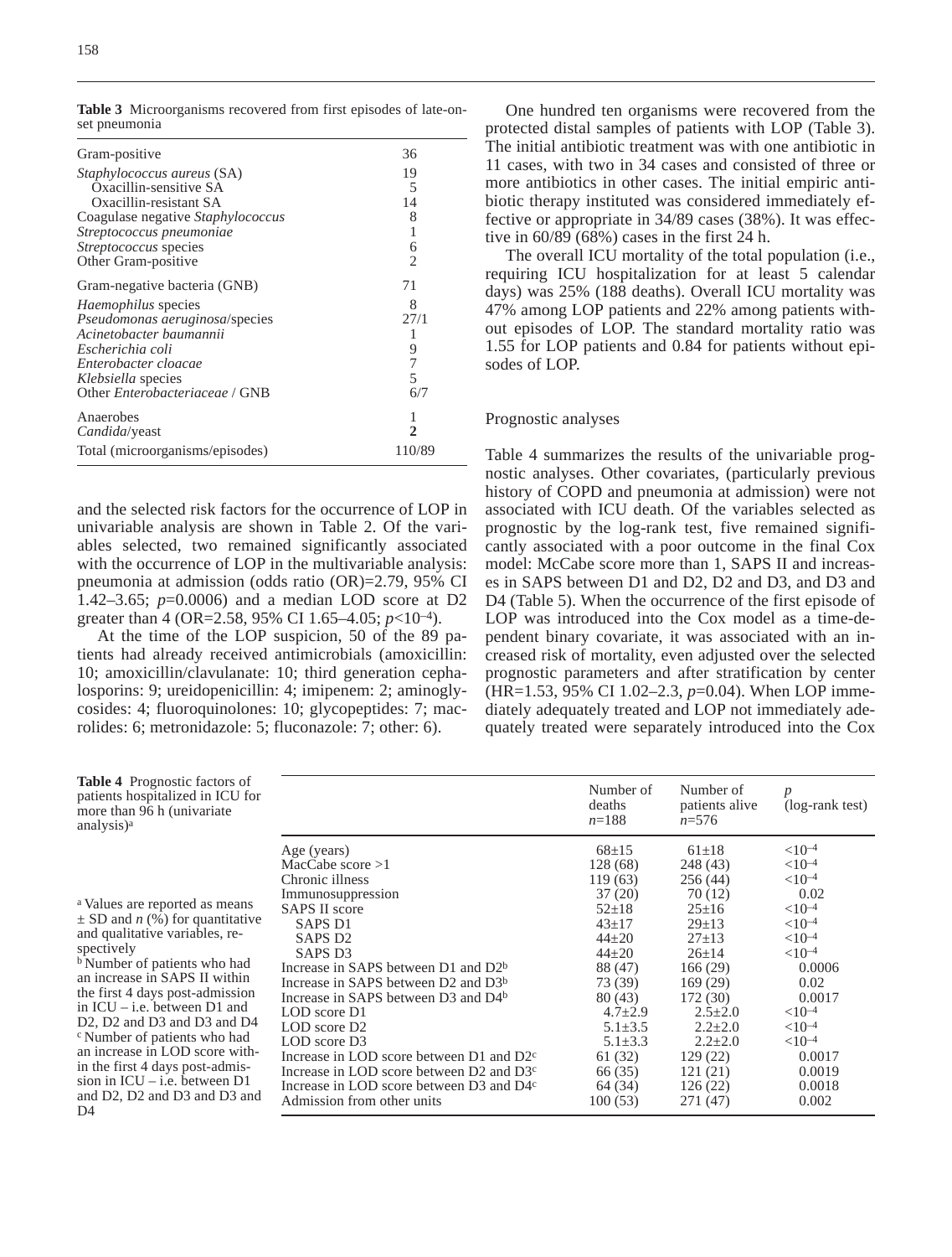**Table 3** Microorganisms recovered from first episodes of late-onset pneumonia

| | |
|---|---|
| Gram-positive | 36 |
| *Staphylococcus aureus* (SA) | 19 |
| Oxacillin-sensitive SA | 5 |
| Oxacillin-resistant SA | 14 |
| Coagulase negative *Staphylococcus* | 8 |
| *Streptococcus pneumoniae* | 1 |
| *Streptococcus* species | 6 |
| Other Gram-positive | 2 |
| Gram-negative bacteria (GNB) | 71 |
| *Haemophilus* species | 8 |
| *Pseudomonas aeruginosa*/species | 27/1 |
| *Acinetobacter baumannii* | 1 |
| *Escherichia coli* | 9 |
| *Enterobacter cloacae* | 7 |
| *Klebsiella* species | 5 |
| Other *Enterobacteriaceae* / GNB | 6/7 |
| Anaerobes | 1 |
| *Candida*/yeast | **2** |
| Total (microorganisms/episodes) | 110/89 |

and the selected risk factors for the occurrence of LOP in univariable analysis are shown in Table 2. Of the variables selected, two remained significantly associated with the occurrence of LOP in the multivariable analysis: pneumonia at admission (odds ratio (OR)=2.79, 95% CI 1.42–3.65; $p$=0.0006) and a median LOD score at D2 greater than 4 (OR=2.58, 95% CI 1.65–4.05; $p<10^{-4}$).

At the time of the LOP suspicion, 50 of the 89 patients had already received antimicrobials (amoxicillin: 10; amoxicillin/clavulanate: 10; third generation cephalosporins: 9; ureidopenicillin: 4; imipenem: 2; aminoglycosides: 4; fluoroquinolones: 10; glycopeptides: 7; macrolides: 6; metronidazole: 5; fluconazole: 7; other: 6).

One hundred ten organisms were recovered from the protected distal samples of patients with LOP (Table 3). The initial antibiotic treatment was with one antibiotic in 11 cases, with two in 34 cases and consisted of three or more antibiotics in other cases. The initial empiric antibiotic therapy instituted was considered immediately effective or appropriate in 34/89 cases (38%). It was effective in 60/89 (68%) cases in the first 24 h.

The overall ICU mortality of the total population (i.e., requiring ICU hospitalization for at least 5 calendar days) was 25% (188 deaths). Overall ICU mortality was 47% among LOP patients and 22% among patients without episodes of LOP. The standard mortality ratio was 1.55 for LOP patients and 0.84 for patients without episodes of LOP.

## Prognostic analyses

Table 4 summarizes the results of the univariable prognostic analyses. Other covariates, (particularly previous history of COPD and pneumonia at admission) were not associated with ICU death. Of the variables selected as prognostic by the log-rank test, five remained significantly associated with a poor outcome in the final Cox model: McCabe score more than 1, SAPS II and increases in SAPS between D1 and D2, D2 and D3, and D3 and D4 (Table 5). When the occurrence of the first episode of LOP was introduced into the Cox model as a time-dependent binary covariate, it was associated with an increased risk of mortality, even adjusted over the selected prognostic parameters and after stratification by center (HR=1.53, 95% CI 1.02–2.3, $p$=0.04). When LOP immediately adequately treated and LOP not immediately adequately treated were separately introduced into the Cox

**Table 4** Prognostic factors of patients hospitalized in ICU for more than 96 h (univariate analysis)[a]

| | Number of deaths $n$=188 | Number of patients alive $n$=576 | $p$ (log-rank test) |
|---|---|---|---|
| Age (years) | 68±15 | 61±18 | $<10^{-4}$ |
| MacCabe score >1 | 128 (68) | 248 (43) | $<10^{-4}$ |
| Chronic illness | 119 (63) | 256 (44) | $<10^{-4}$ |
| Immunosuppression | 37 (20) | 70 (12) | 0.02 |
| SAPS II score | 52±18 | 25±16 | $<10^{-4}$ |
| SAPS D1 | 43±17 | 29±13 | $<10^{-4}$ |
| SAPS D2 | 44±20 | 27±13 | $<10^{-4}$ |
| SAPS D3 | 44±20 | 26±14 | $<10^{-4}$ |
| Increase in SAPS between D1 and D2[b] | 88 (47) | 166 (29) | 0.0006 |
| Increase in SAPS between D2 and D3[b] | 73 (39) | 169 (29) | 0.02 |
| Increase in SAPS between D3 and D4[b] | 80 (43) | 172 (30) | 0.0017 |
| LOD score D1 | 4.7±2.9 | 2.5±2.0 | $<10^{-4}$ |
| LOD score D2 | 5.1±3.5 | 2.2±2.0 | $<10^{-4}$ |
| LOD score D3 | 5.1±3.3 | 2.2±2.0 | $<10^{-4}$ |
| Increase in LOD score between D1 and D2[c] | 61 (32) | 129 (22) | 0.0017 |
| Increase in LOD score between D2 and D3[c] | 66 (35) | 121 (21) | 0.0019 |
| Increase in LOD score between D3 and D4[c] | 64 (34) | 126 (22) | 0.0018 |
| Admission from other units | 100 (53) | 271 (47) | 0.002 |

[a] Values are reported as means ± SD and $n$ (%) for quantitative and qualitative variables, respectively

[b] Number of patients who had an increase in SAPS II within the first 4 days post-admission in ICU – i.e. between D1 and D2, D2 and D3 and D3 and D4

[c] Number of patients who had an increase in LOD score within the first 4 days post-admission in ICU – i.e. between D1 and D2, D2 and D3 and D3 and D4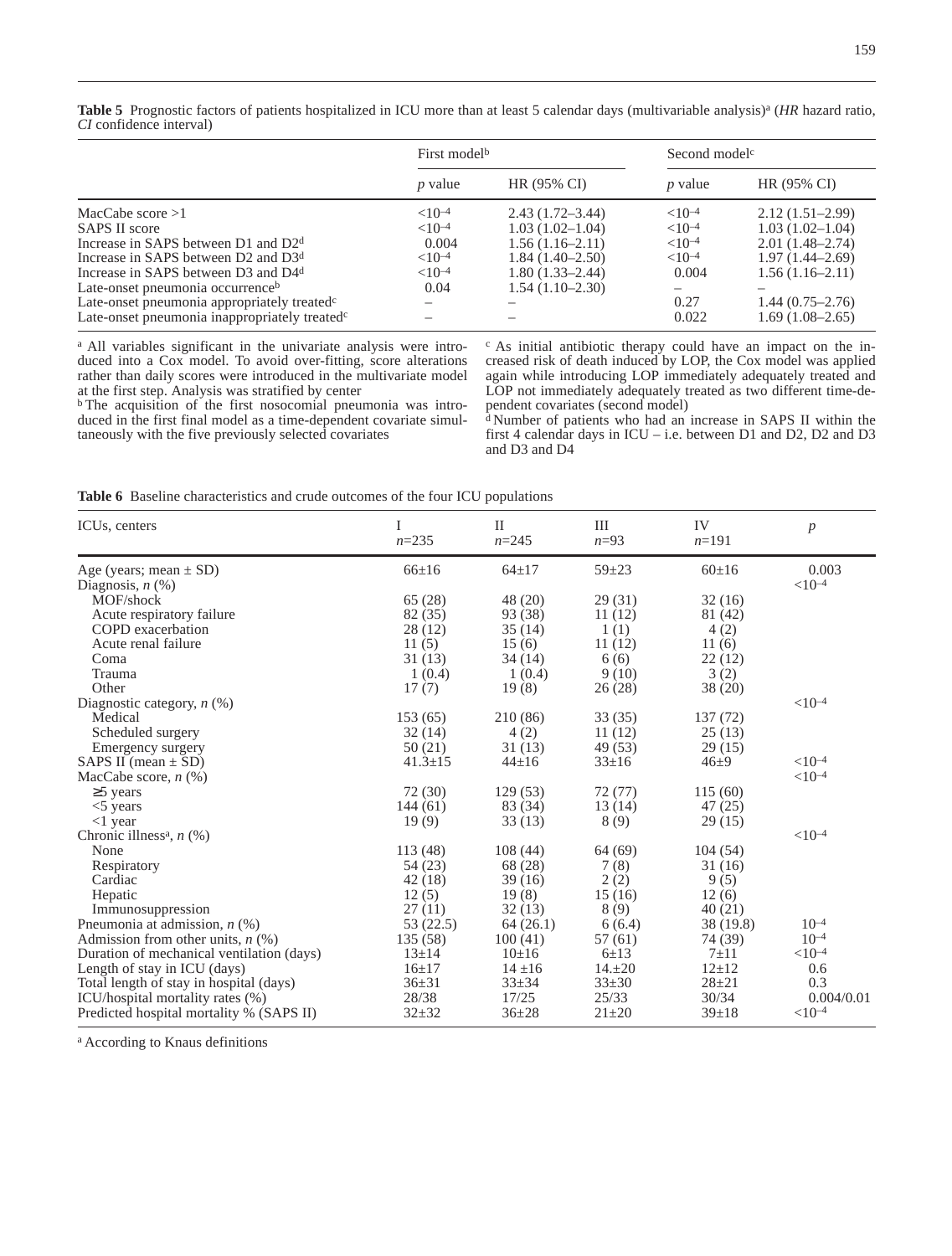**Table 5** Prognostic factors of patients hospitalized in ICU more than at least 5 calendar days (multivariable analysis)[a] (*HR* hazard ratio, *CI* confidence interval)

| | First model[b] | | Second model[c] | |
|---|---|---|---|---|
| | *p* value | HR (95% CI) | *p* value | HR (95% CI) |
| MacCabe score >1 | $<10^{-4}$ | 2.43 (1.72–3.44) | $<10^{-4}$ | 2.12 (1.51–2.99) |
| SAPS II score | $<10^{-4}$ | 1.03 (1.02–1.04) | $<10^{-4}$ | 1.03 (1.02–1.04) |
| Increase in SAPS between D1 and D2[d] | 0.004 | 1.56 (1.16–2.11) | $<10^{-4}$ | 2.01 (1.48–2.74) |
| Increase in SAPS between D2 and D3[d] | $<10^{-4}$ | 1.84 (1.40–2.50) | $<10^{-4}$ | 1.97 (1.44–2.69) |
| Increase in SAPS between D3 and D4[d] | $<10^{-4}$ | 1.80 (1.33–2.44) | 0.004 | 1.56 (1.16–2.11) |
| Late-onset pneumonia occurrence[b] | 0.04 | 1.54 (1.10–2.30) | – | – |
| Late-onset pneumonia appropriately treated[c] | – | – | 0.27 | 1.44 (0.75–2.76) |
| Late-onset pneumonia inappropriately treated[c] | – | – | 0.022 | 1.69 (1.08–2.65) |

[a] All variables significant in the univariate analysis were introduced into a Cox model. To avoid over-fitting, score alterations rather than daily scores were introduced in the multivariate model at the first step. Analysis was stratified by center

[b] The acquisition of the first nosocomial pneumonia was introduced in the first final model as a time-dependent covariate simultaneously with the five previously selected covariates

[c] As initial antibiotic therapy could have an impact on the increased risk of death induced by LOP, the Cox model was applied again while introducing LOP immediately adequately treated and LOP not immediately adequately treated as two different time-dependent covariates (second model)

[d] Number of patients who had an increase in SAPS II within the first 4 calendar days in ICU – i.e. between D1 and D2, D2 and D3 and D3 and D4

**Table 6** Baseline characteristics and crude outcomes of the four ICU populations

| ICUs, centers | I $n$=235 | II $n$=245 | III $n$=93 | IV $n$=191 | *p* |
|---|---|---|---|---|---|
| Age (years; mean ± SD) | 66±16 | 64±17 | 59±23 | 60±16 | 0.003 |
| Diagnosis, *n* (%) | | | | | $<10^{-4}$ |
| MOF/shock | 65 (28) | 48 (20) | 29 (31) | 32 (16) | |
| Acute respiratory failure | 82 (35) | 93 (38) | 11 (12) | 81 (42) | |
| COPD exacerbation | 28 (12) | 35 (14) | 1 (1) | 4 (2) | |
| Acute renal failure | 11 (5) | 15 (6) | 11 (12) | 11 (6) | |
| Coma | 31 (13) | 34 (14) | 6 (6) | 22 (12) | |
| Trauma | 1 (0.4) | 1 (0.4) | 9 (10) | 3 (2) | |
| Other | 17 (7) | 19 (8) | 26 (28) | 38 (20) | |
| Diagnostic category, *n* (%) | | | | | $<10^{-4}$ |
| Medical | 153 (65) | 210 (86) | 33 (35) | 137 (72) | |
| Scheduled surgery | 32 (14) | 4 (2) | 11 (12) | 25 (13) | |
| Emergency surgery | 50 (21) | 31 (13) | 49 (53) | 29 (15) | |
| SAPS II (mean ± SD) | 41.3±15 | 44±16 | 33±16 | 46±9 | $<10^{-4}$ |
| MacCabe score, *n* (%) | | | | | $<10^{-4}$ |
| ≥5 years | 72 (30) | 129 (53) | 72 (77) | 115 (60) | |
| <5 years | 144 (61) | 83 (34) | 13 (14) | 47 (25) | |
| <1 year | 19 (9) | 33 (13) | 8 (9) | 29 (15) | |
| Chronic illness[a], *n* (%) | | | | | $<10^{-4}$ |
| None | 113 (48) | 108 (44) | 64 (69) | 104 (54) | |
| Respiratory | 54 (23) | 68 (28) | 7 (8) | 31 (16) | |
| Cardiac | 42 (18) | 39 (16) | 2 (2) | 9 (5) | |
| Hepatic | 12 (5) | 19 (8) | 15 (16) | 12 (6) | |
| Immunosuppression | 27 (11) | 32 (13) | 8 (9) | 40 (21) | |
| Pneumonia at admission, *n* (%) | 53 (22.5) | 64 (26.1) | 6 (6.4) | 38 (19.8) | $10^{-4}$ |
| Admission from other units, *n* (%) | 135 (58) | 100 (41) | 57 (61) | 74 (39) | $10^{-4}$ |
| Duration of mechanical ventilation (days) | 13±14 | 10±16 | 6±13 | 7±11 | $<10^{-4}$ |
| Length of stay in ICU (days) | 16±17 | 14 ±16 | 14.±20 | 12±12 | 0.6 |
| Total length of stay in hospital (days) | 36±31 | 33±34 | 33±30 | 28±21 | 0.3 |
| ICU/hospital mortality rates (%) | 28/38 | 17/25 | 25/33 | 30/34 | 0.004/0.01 |
| Predicted hospital mortality % (SAPS II) | 32±32 | 36±28 | 21±20 | 39±18 | $<10^{-4}$ |

[a] According to Knaus definitions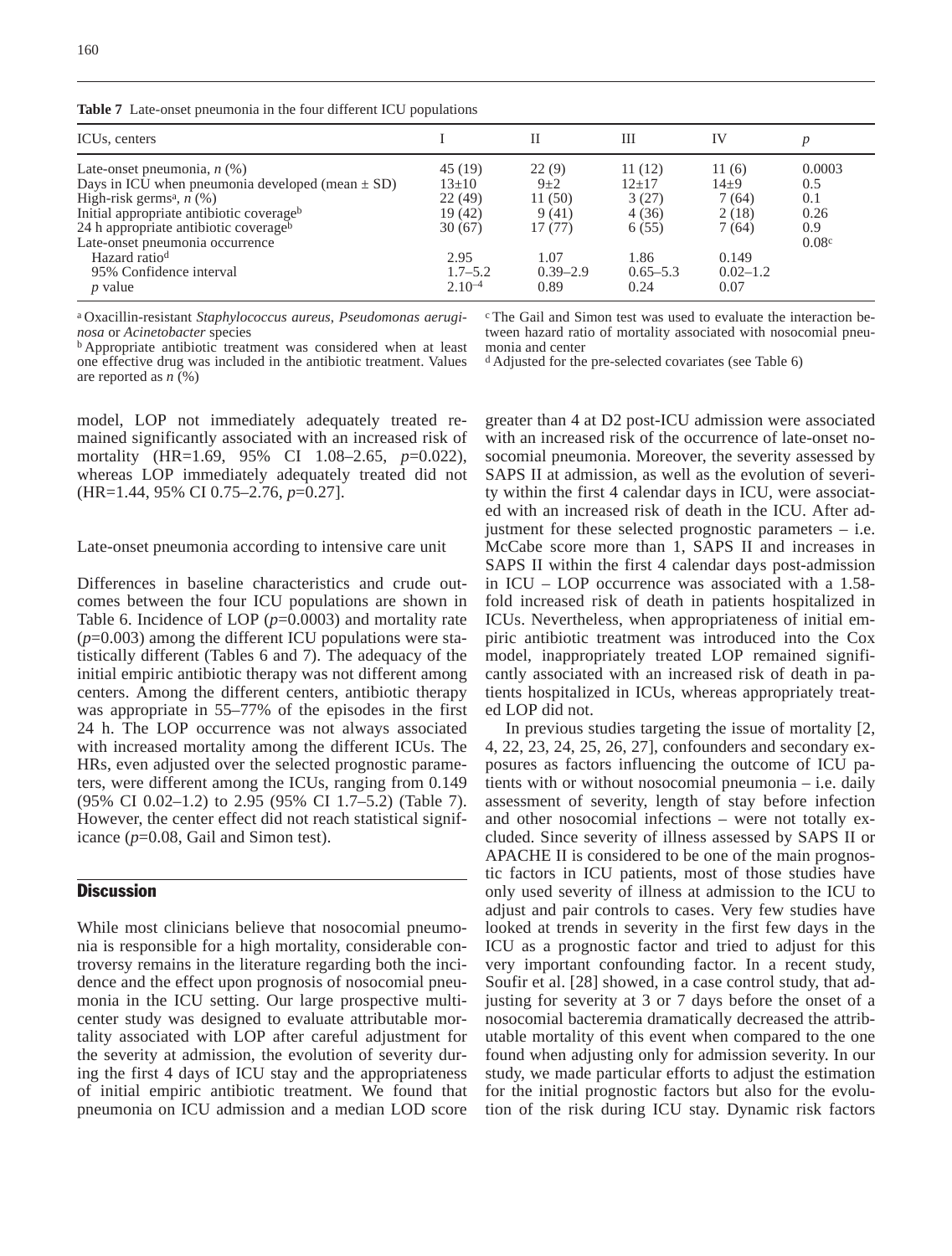**Table 7** Late-onset pneumonia in the four different ICU populations

| ICUs, centers | I | II | III | IV | *p* |
|---|---|---|---|---|---|
| Late-onset pneumonia, *n* (%) | 45 (19) | 22 (9) | 11 (12) | 11 (6) | 0.0003 |
| Days in ICU when pneumonia developed (mean ± SD) | 13±10 | 9±2 | 12±17 | 14±9 | 0.5 |
| High-risk germs[a], *n* (%) | 22 (49) | 11 (50) | 3 (27) | 7 (64) | 0.1 |
| Initial appropriate antibiotic coverage[b] | 19 (42) | 9 (41) | 4 (36) | 2 (18) | 0.26 |
| 24 h appropriate antibiotic coverage[b] | 30 (67) | 17 (77) | 6 (55) | 7 (64) | 0.9 |
| Late-onset pneumonia occurrence | | | | | 0.08[c] |
| Hazard ratio[d] | 2.95 | 1.07 | 1.86 | 0.149 | |
| 95% Confidence interval | 1.7–5.2 | 0.39–2.9 | 0.65–5.3 | 0.02–1.2 | |
| *p* value | $2.10^{-4}$ | 0.89 | 0.24 | 0.07 | |

[a] Oxacillin-resistant *Staphylococcus aureus, Pseudomonas aeruginosa* or *Acinetobacter* species

[b] Appropriate antibiotic treatment was considered when at least one effective drug was included in the antibiotic treatment. Values are reported as *n* (%)

[c] The Gail and Simon test was used to evaluate the interaction between hazard ratio of mortality associated with nosocomial pneumonia and center

[d] Adjusted for the pre-selected covariates (see Table 6)

model, LOP not immediately adequately treated remained significantly associated with an increased risk of mortality (HR=1.69, 95% CI 1.08–2.65, *p*=0.022), whereas LOP immediately adequately treated did not (HR=1.44, 95% CI 0.75–2.76, *p*=0.27].

Late-onset pneumonia according to intensive care unit

Differences in baseline characteristics and crude outcomes between the four ICU populations are shown in Table 6. Incidence of LOP (*p*=0.0003) and mortality rate (*p*=0.003) among the different ICU populations were statistically different (Tables 6 and 7). The adequacy of the initial empiric antibiotic therapy was not different among centers. Among the different centers, antibiotic therapy was appropriate in 55–77% of the episodes in the first 24 h. The LOP occurrence was not always associated with increased mortality among the different ICUs. The HRs, even adjusted over the selected prognostic parameters, were different among the ICUs, ranging from 0.149 (95% CI 0.02–1.2) to 2.95 (95% CI 1.7–5.2) (Table 7). However, the center effect did not reach statistical significance (*p*=0.08, Gail and Simon test).

## Discussion

While most clinicians believe that nosocomial pneumonia is responsible for a high mortality, considerable controversy remains in the literature regarding both the incidence and the effect upon prognosis of nosocomial pneumonia in the ICU setting. Our large prospective multicenter study was designed to evaluate attributable mortality associated with LOP after careful adjustment for the severity at admission, the evolution of severity during the first 4 days of ICU stay and the appropriateness of initial empiric antibiotic treatment. We found that pneumonia on ICU admission and a median LOD score greater than 4 at D2 post-ICU admission were associated with an increased risk of the occurrence of late-onset nosocomial pneumonia. Moreover, the severity assessed by SAPS II at admission, as well as the evolution of severity within the first 4 calendar days in ICU, were associated with an increased risk of death in the ICU. After adjustment for these selected prognostic parameters – i.e. McCabe score more than 1, SAPS II and increases in SAPS II within the first 4 calendar days post-admission in ICU – LOP occurrence was associated with a 1.58-fold increased risk of death in patients hospitalized in ICUs. Nevertheless, when appropriateness of initial empiric antibiotic treatment was introduced into the Cox model, inappropriately treated LOP remained significantly associated with an increased risk of death in patients hospitalized in ICUs, whereas appropriately treated LOP did not.

In previous studies targeting the issue of mortality [2, 4, 22, 23, 24, 25, 26, 27], confounders and secondary exposures as factors influencing the outcome of ICU patients with or without nosocomial pneumonia – i.e. daily assessment of severity, length of stay before infection and other nosocomial infections – were not totally excluded. Since severity of illness assessed by SAPS II or APACHE II is considered to be one of the main prognostic factors in ICU patients, most of those studies have only used severity of illness at admission to the ICU to adjust and pair controls to cases. Very few studies have looked at trends in severity in the first few days in the ICU as a prognostic factor and tried to adjust for this very important confounding factor. In a recent study, Soufir et al. [28] showed, in a case control study, that adjusting for severity at 3 or 7 days before the onset of a nosocomial bacteremia dramatically decreased the attributable mortality of this event when compared to the one found when adjusting only for admission severity. In our study, we made particular efforts to adjust the estimation for the initial prognostic factors but also for the evolution of the risk during ICU stay. Dynamic risk factors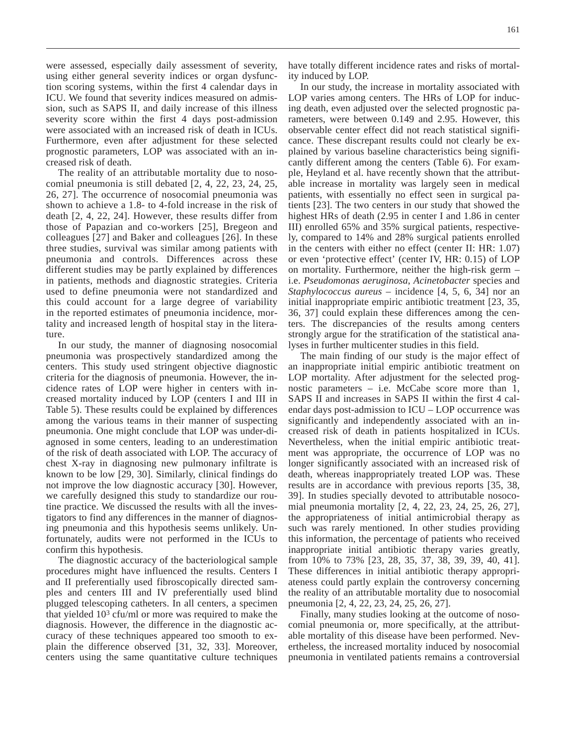were assessed, especially daily assessment of severity, using either general severity indices or organ dysfunction scoring systems, within the first 4 calendar days in ICU. We found that severity indices measured on admission, such as SAPS II, and daily increase of this illness severity score within the first 4 days post-admission were associated with an increased risk of death in ICUs. Furthermore, even after adjustment for these selected prognostic parameters, LOP was associated with an increased risk of death.

The reality of an attributable mortality due to nosocomial pneumonia is still debated [2, 4, 22, 23, 24, 25, 26, 27]. The occurrence of nosocomial pneumonia was shown to achieve a 1.8- to 4-fold increase in the risk of death [2, 4, 22, 24]. However, these results differ from those of Papazian and co-workers [25], Bregeon and colleagues [27] and Baker and colleagues [26]. In these three studies, survival was similar among patients with pneumonia and controls. Differences across these different studies may be partly explained by differences in patients, methods and diagnostic strategies. Criteria used to define pneumonia were not standardized and this could account for a large degree of variability in the reported estimates of pneumonia incidence, mortality and increased length of hospital stay in the literature.

In our study, the manner of diagnosing nosocomial pneumonia was prospectively standardized among the centers. This study used stringent objective diagnostic criteria for the diagnosis of pneumonia. However, the incidence rates of LOP were higher in centers with increased mortality induced by LOP (centers I and III in Table 5). These results could be explained by differences among the various teams in their manner of suspecting pneumonia. One might conclude that LOP was under-diagnosed in some centers, leading to an underestimation of the risk of death associated with LOP. The accuracy of chest X-ray in diagnosing new pulmonary infiltrate is known to be low [29, 30]. Similarly, clinical findings do not improve the low diagnostic accuracy [30]. However, we carefully designed this study to standardize our routine practice. We discussed the results with all the investigators to find any differences in the manner of diagnosing pneumonia and this hypothesis seems unlikely. Unfortunately, audits were not performed in the ICUs to confirm this hypothesis.

The diagnostic accuracy of the bacteriological sample procedures might have influenced the results. Centers I and II preferentially used fibroscopically directed samples and centers III and IV preferentially used blind plugged telescoping catheters. In all centers, a specimen that yielded $10^3$ cfu/ml or more was required to make the diagnosis. However, the difference in the diagnostic accuracy of these techniques appeared too smooth to explain the difference observed [31, 32, 33]. Moreover, centers using the same quantitative culture techniques have totally different incidence rates and risks of mortality induced by LOP.

In our study, the increase in mortality associated with LOP varies among centers. The HRs of LOP for inducing death, even adjusted over the selected prognostic parameters, were between 0.149 and 2.95. However, this observable center effect did not reach statistical significance. These discrepant results could not clearly be explained by various baseline characteristics being significantly different among the centers (Table 6). For example, Heyland et al. have recently shown that the attributable increase in mortality was largely seen in medical patients, with essentially no effect seen in surgical patients [23]. The two centers in our study that showed the highest HRs of death (2.95 in center I and 1.86 in center III) enrolled 65% and 35% surgical patients, respectively, compared to 14% and 28% surgical patients enrolled in the centers with either no effect (center II: HR: 1.07) or even 'protective effect' (center IV, HR: 0.15) of LOP on mortality. Furthermore, neither the high-risk germ – i.e. *Pseudomonas aeruginosa*, *Acinetobacter* species and *Staphylococcus aureus* – incidence [4, 5, 6, 34] nor an initial inappropriate empiric antibiotic treatment [23, 35, 36, 37] could explain these differences among the centers. The discrepancies of the results among centers strongly argue for the stratification of the statistical analyses in further multicenter studies in this field.

The main finding of our study is the major effect of an inappropriate initial empiric antibiotic treatment on LOP mortality. After adjustment for the selected prognostic parameters – i.e. McCabe score more than 1, SAPS II and increases in SAPS II within the first 4 calendar days post-admission to ICU – LOP occurrence was significantly and independently associated with an increased risk of death in patients hospitalized in ICUs. Nevertheless, when the initial empiric antibiotic treatment was appropriate, the occurrence of LOP was no longer significantly associated with an increased risk of death, whereas inappropriately treated LOP was. These results are in accordance with previous reports [35, 38, 39]. In studies specially devoted to attributable nosocomial pneumonia mortality [2, 4, 22, 23, 24, 25, 26, 27], the appropriateness of initial antimicrobial therapy as such was rarely mentioned. In other studies providing this information, the percentage of patients who received inappropriate initial antibiotic therapy varies greatly, from 10% to 73% [23, 28, 35, 37, 38, 39, 39, 40, 41]. These differences in initial antibiotic therapy appropriateness could partly explain the controversy concerning the reality of an attributable mortality due to nosocomial pneumonia [2, 4, 22, 23, 24, 25, 26, 27].

Finally, many studies looking at the outcome of nosocomial pneumonia or, more specifically, at the attributable mortality of this disease have been performed. Nevertheless, the increased mortality induced by nosocomial pneumonia in ventilated patients remains a controversial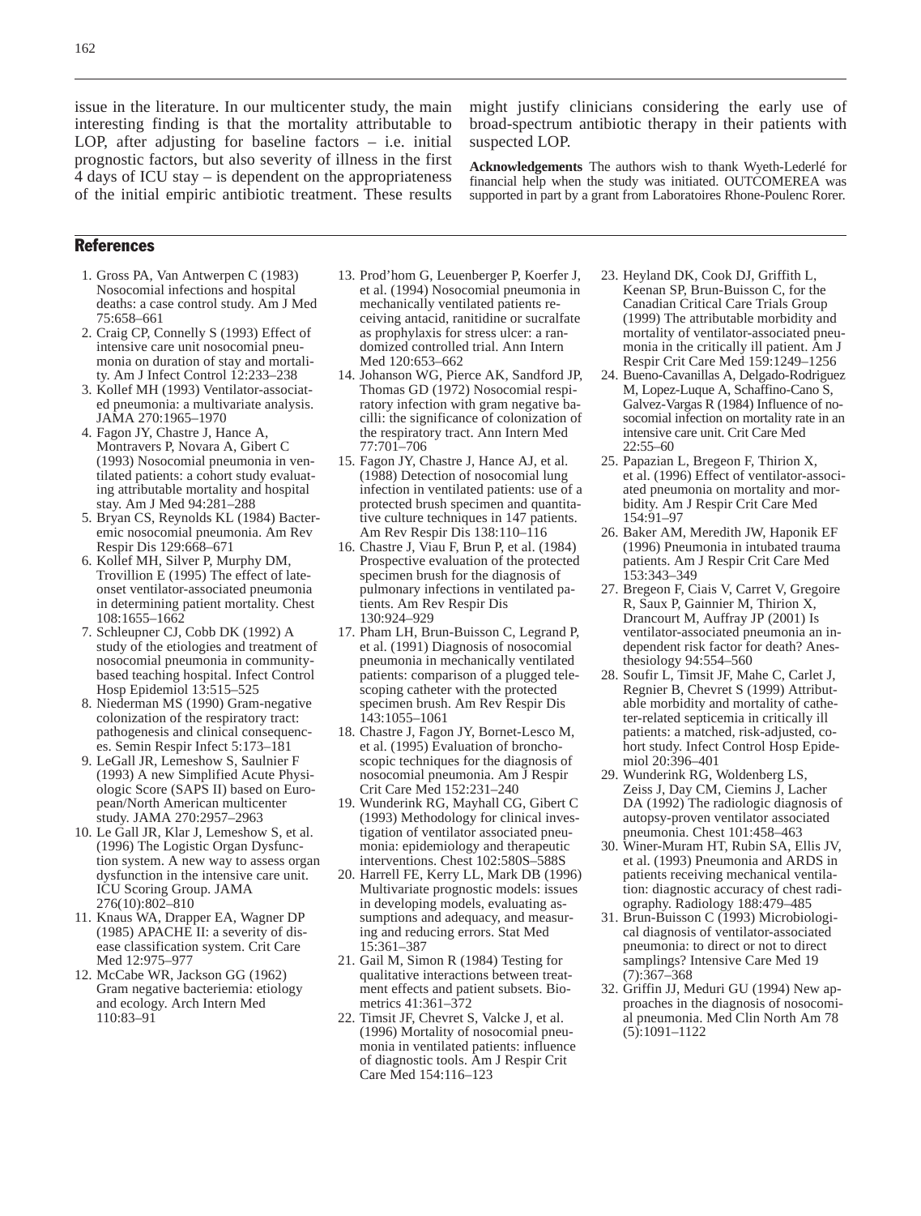issue in the literature. In our multicenter study, the main interesting finding is that the mortality attributable to LOP, after adjusting for baseline factors – i.e. initial prognostic factors, but also severity of illness in the first 4 days of ICU stay – is dependent on the appropriateness of the initial empiric antibiotic treatment. These results might justify clinicians considering the early use of broad-spectrum antibiotic therapy in their patients with suspected LOP.

**Acknowledgements** The authors wish to thank Wyeth-Lederlé for financial help when the study was initiated. OUTCOMEREA was supported in part by a grant from Laboratoires Rhone-Poulenc Rorer.

## References

1. Gross PA, Van Antwerpen C (1983) Nosocomial infections and hospital deaths: a case control study. Am J Med 75:658–661
2. Craig CP, Connelly S (1993) Effect of intensive care unit nosocomial pneumonia on duration of stay and mortality. Am J Infect Control 12:233–238
3. Kollef MH (1993) Ventilator-associated pneumonia: a multivariate analysis. JAMA 270:1965–1970
4. Fagon JY, Chastre J, Hance A, Montravers P, Novara A, Gibert C (1993) Nosocomial pneumonia in ventilated patients: a cohort study evaluating attributable mortality and hospital stay. Am J Med 94:281–288
5. Bryan CS, Reynolds KL (1984) Bacteremic nosocomial pneumonia. Am Rev Respir Dis 129:668–671
6. Kollef MH, Silver P, Murphy DM, Trovillion E (1995) The effect of late-onset ventilator-associated pneumonia in determining patient mortality. Chest 108:1655–1662
7. Schleupner CJ, Cobb DK (1992) A study of the etiologies and treatment of nosocomial pneumonia in community-based teaching hospital. Infect Control Hosp Epidemiol 13:515–525
8. Niederman MS (1990) Gram-negative colonization of the respiratory tract: pathogenesis and clinical consequences. Semin Respir Infect 5:173–181
9. LeGall JR, Lemeshow S, Saulnier F (1993) A new Simplified Acute Physiologic Score (SAPS II) based on European/North American multicenter study. JAMA 270:2957–2963
10. Le Gall JR, Klar J, Lemeshow S, et al. (1996) The Logistic Organ Dysfunction system. A new way to assess organ dysfunction in the intensive care unit. ICU Scoring Group. JAMA 276(10):802–810
11. Knaus WA, Drapper EA, Wagner DP (1985) APACHE II: a severity of disease classification system. Crit Care Med 12:975–977
12. McCabe WR, Jackson GG (1962) Gram negative bacteriemia: etiology and ecology. Arch Intern Med 110:83–91
13. Prod'hom G, Leuenberger P, Koerfer J, et al. (1994) Nosocomial pneumonia in mechanically ventilated patients receiving antacid, ranitidine or sucralfate as prophylaxis for stress ulcer: a randomized controlled trial. Ann Intern Med 120:653–662
14. Johanson WG, Pierce AK, Sandford JP, Thomas GD (1972) Nosocomial respiratory infection with gram negative bacilli: the significance of colonization of the respiratory tract. Ann Intern Med 77:701–706
15. Fagon JY, Chastre J, Hance AJ, et al. (1988) Detection of nosocomial lung infection in ventilated patients: use of a protected brush specimen and quantitative culture techniques in 147 patients. Am Rev Respir Dis 138:110–116
16. Chastre J, Viau F, Brun P, et al. (1984) Prospective evaluation of the protected specimen brush for the diagnosis of pulmonary infections in ventilated patients. Am Rev Respir Dis 130:924–929
17. Pham LH, Brun-Buisson C, Legrand P, et al. (1991) Diagnosis of nosocomial pneumonia in mechanically ventilated patients: comparison of a plugged telescoping catheter with the protected specimen brush. Am Rev Respir Dis 143:1055–1061
18. Chastre J, Fagon JY, Bornet-Lesco M, et al. (1995) Evaluation of bronchoscopic techniques for the diagnosis of nosocomial pneumonia. Am J Respir Crit Care Med 152:231–240
19. Wunderink RG, Mayhall CG, Gibert C (1993) Methodology for clinical investigation of ventilator associated pneumonia: epidemiology and therapeutic interventions. Chest 102:580S–588S
20. Harrell FE, Kerry LL, Mark DB (1996) Multivariate prognostic models: issues in developing models, evaluating assumptions and adequacy, and measuring and reducing errors. Stat Med 15:361–387
21. Gail M, Simon R (1984) Testing for qualitative interactions between treatment effects and patient subsets. Biometrics 41:361–372
22. Timsit JF, Chevret S, Valcke J, et al. (1996) Mortality of nosocomial pneumonia in ventilated patients: influence of diagnostic tools. Am J Respir Crit Care Med 154:116–123
23. Heyland DK, Cook DJ, Griffith L, Keenan SP, Brun-Buisson C, for the Canadian Critical Care Trials Group (1999) The attributable morbidity and mortality of ventilator-associated pneumonia in the critically ill patient. Am J Respir Crit Care Med 159:1249–1256
24. Bueno-Cavanillas A, Delgado-Rodriguez M, Lopez-Luque A, Schaffino-Cano S, Galvez-Vargas R (1984) Influence of nosocomial infection on mortality rate in an intensive care unit. Crit Care Med 22:55–60
25. Papazian L, Bregeon F, Thirion X, et al. (1996) Effect of ventilator-associated pneumonia on mortality and morbidity. Am J Respir Crit Care Med 154:91–97
26. Baker AM, Meredith JW, Haponik EF (1996) Pneumonia in intubated trauma patients. Am J Respir Crit Care Med 153:343–349
27. Bregeon F, Ciais V, Carret V, Gregoire R, Saux P, Gainnier M, Thirion X, Drancourt M, Auffray JP (2001) Is ventilator-associated pneumonia an independent risk factor for death? Anesthesiology 94:554–560
28. Soufir L, Timsit JF, Mahe C, Carlet J, Regnier B, Chevret S (1999) Attributable morbidity and mortality of catheter-related septicemia in critically ill patients: a matched, risk-adjusted, cohort study. Infect Control Hosp Epidemiol 20:396–401
29. Wunderink RG, Woldenberg LS, Zeiss J, Day CM, Ciemins J, Lacher DA (1992) The radiologic diagnosis of autopsy-proven ventilator associated pneumonia. Chest 101:458–463
30. Winer-Muram HT, Rubin SA, Ellis JV, et al. (1993) Pneumonia and ARDS in patients receiving mechanical ventilation: diagnostic accuracy of chest radiography. Radiology 188:479–485
31. Brun-Buisson C (1993) Microbiological diagnosis of ventilator-associated pneumonia: to direct or not to direct samplings? Intensive Care Med 19 (7):367–368
32. Griffin JJ, Meduri GU (1994) New approaches in the diagnosis of nosocomial pneumonia. Med Clin North Am 78 (5):1091–1122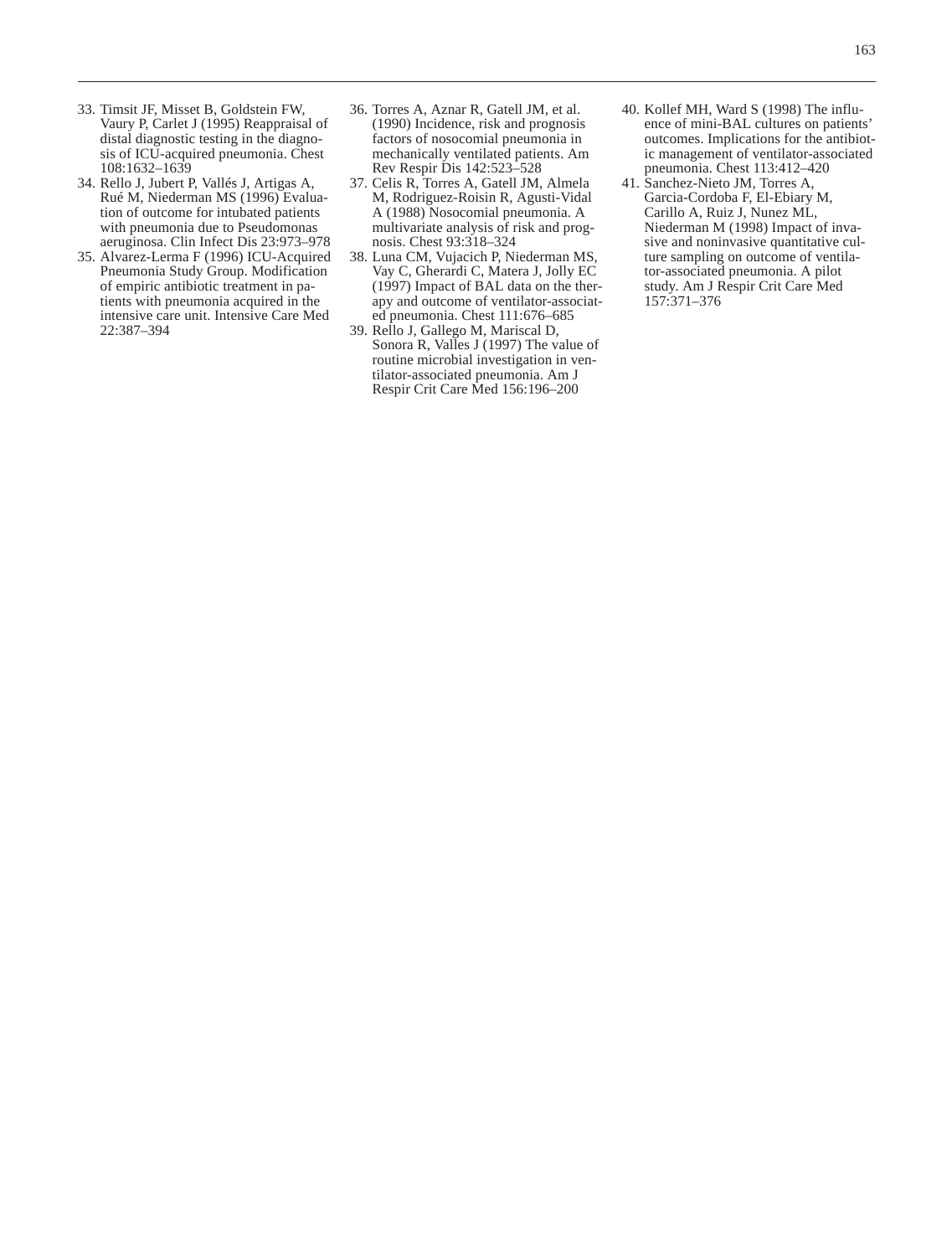33. Timsit JF, Misset B, Goldstein FW, Vaury P, Carlet J (1995) Reappraisal of distal diagnostic testing in the diagnosis of ICU-acquired pneumonia. Chest 108:1632–1639
34. Rello J, Jubert P, Vallés J, Artigas A, Rué M, Niederman MS (1996) Evaluation of outcome for intubated patients with pneumonia due to Pseudomonas aeruginosa. Clin Infect Dis 23:973–978
35. Alvarez-Lerma F (1996) ICU-Acquired Pneumonia Study Group. Modification of empiric antibiotic treatment in patients with pneumonia acquired in the intensive care unit. Intensive Care Med 22:387–394
36. Torres A, Aznar R, Gatell JM, et al. (1990) Incidence, risk and prognosis factors of nosocomial pneumonia in mechanically ventilated patients. Am Rev Respir Dis 142:523–528
37. Celis R, Torres A, Gatell JM, Almela M, Rodriguez-Roisin R, Agusti-Vidal A (1988) Nosocomial pneumonia. A multivariate analysis of risk and prognosis. Chest 93:318–324
38. Luna CM, Vujacich P, Niederman MS, Vay C, Gherardi C, Matera J, Jolly EC (1997) Impact of BAL data on the therapy and outcome of ventilator-associated pneumonia. Chest 111:676–685
39. Rello J, Gallego M, Mariscal D, Sonora R, Valles J (1997) The value of routine microbial investigation in ventilator-associated pneumonia. Am J Respir Crit Care Med 156:196–200
40. Kollef MH, Ward S (1998) The influence of mini-BAL cultures on patients' outcomes. Implications for the antibiotic management of ventilator-associated pneumonia. Chest 113:412–420
41. Sanchez-Nieto JM, Torres A, Garcia-Cordoba F, El-Ebiary M, Carillo A, Ruiz J, Nunez ML, Niederman M (1998) Impact of invasive and noninvasive quantitative culture sampling on outcome of ventilator-associated pneumonia. A pilot study. Am J Respir Crit Care Med 157:371–376